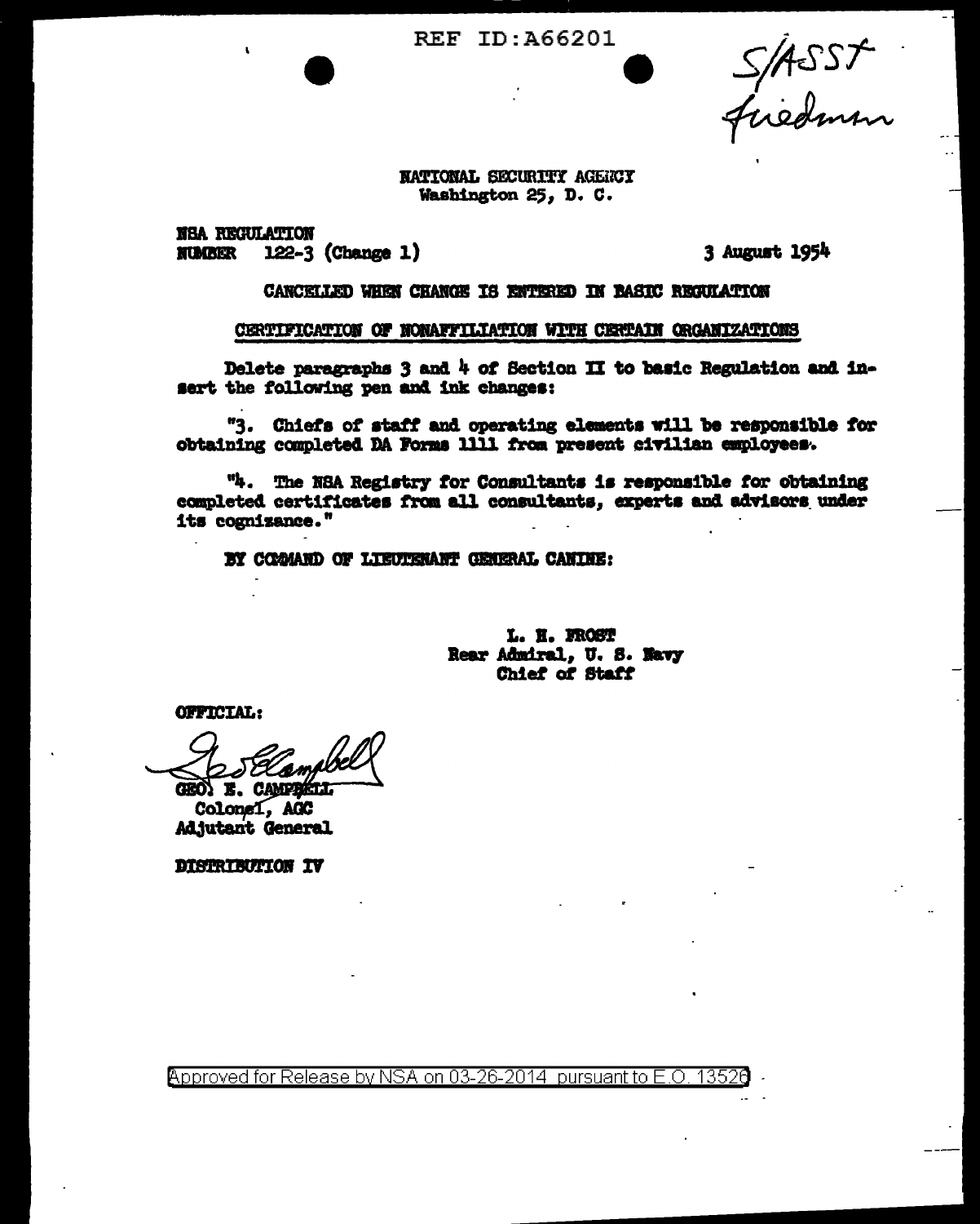REF ID:A66201

S/ASST
Friedman

NATIONAL SECURITY AGENCY
Washington 25, D. C.

NSA REGULATION
NUMBER 122-3 (Change 1)

3 August 1954

CANCELLED WHEN CHANGE IS ENTERED IN BASIC REGULATION

CERTIFICATION OF NONAFFILIATION WITH CERTAIN ORGANIZATIONS

Delete paragraphs 3 and 4 of Section II to basic Regulation and insert the following pen and ink changes:

"3. Chiefs of staff and operating elements will be responsible for obtaining completed DA Forms 1111 from present civilian employees.

"4. The NSA Registry for Consultants is responsible for obtaining completed certificates from all consultants, experts and advisors under its cognizance."

BY COMMAND OF LIEUTENANT GENERAL CANINE:

L. H. FROST
Rear Admiral, U. S. Navy
Chief of Staff

OFFICIAL:

Geo E. Campbell
GEO. E. CAMPBELL
Colonel, AGC
Adjutant General

DISTRIBUTION IV

Approved for Release by NSA on 03-26-2014 pursuant to E.O. 13526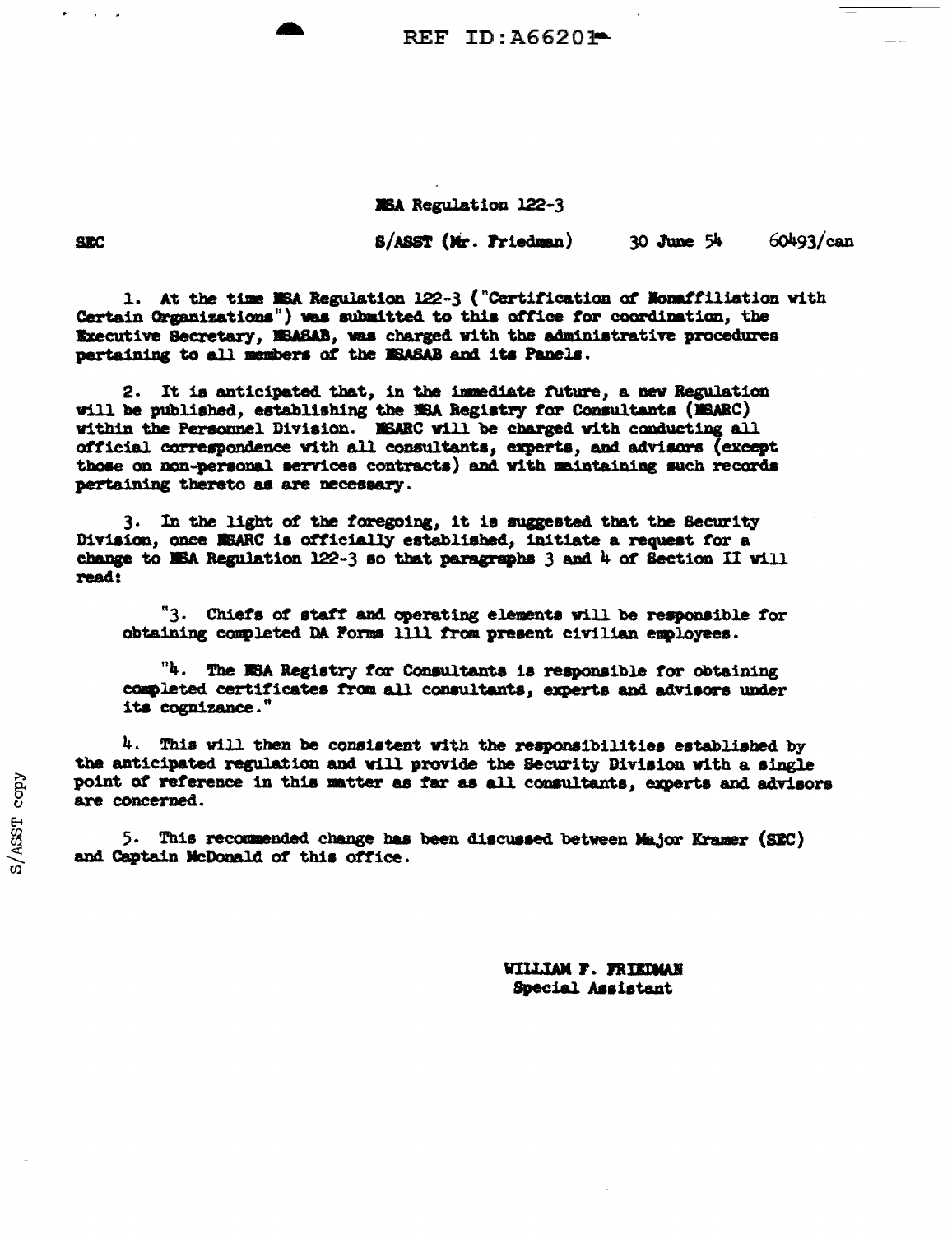NSA Regulation 122-3

SEC &nbsp;&nbsp;&nbsp;&nbsp;&nbsp;&nbsp;&nbsp;&nbsp;&nbsp;&nbsp;&nbsp;&nbsp;&nbsp;&nbsp;&nbsp;&nbsp;&nbsp;&nbsp;&nbsp;&nbsp; S/ASST (Mr. Friedman) &nbsp;&nbsp;&nbsp; 30 June 54 &nbsp;&nbsp;&nbsp; 60493/can

1. At the time NSA Regulation 122-3 ("Certification of Nonaffiliation with Certain Organizations") was submitted to this office for coordination, the Executive Secretary, NSASAB, was charged with the administrative procedures pertaining to all members of the NSASAB and its Panels.

2. It is anticipated that, in the immediate future, a new Regulation will be published, establishing the NSA Registry for Consultants (NSARC) within the Personnel Division. NSARC will be charged with conducting all official correspondence with all consultants, experts, and advisors (except those on non-personal services contracts) and with maintaining such records pertaining thereto as are necessary.

3. In the light of the foregoing, it is suggested that the Security Division, once NSARC is officially established, initiate a request for a change to NSA Regulation 122-3 so that paragraphs 3 and 4 of Section II will read:

> "3. Chiefs of staff and operating elements will be responsible for obtaining completed DA Forms 1111 from present civilian employees.
>
> "4. The NSA Registry for Consultants is responsible for obtaining completed certificates from all consultants, experts and advisors under its cognizance."

4. This will then be consistent with the responsibilities established by the anticipated regulation and will provide the Security Division with a single point of reference in this matter as far as all consultants, experts and advisors are concerned.

5. This recommended change has been discussed between Major Kramer (SEC) and Captain McDonald of this office.

WILLIAM F. FRIEDMAN
Special Assistant

S/ASST copy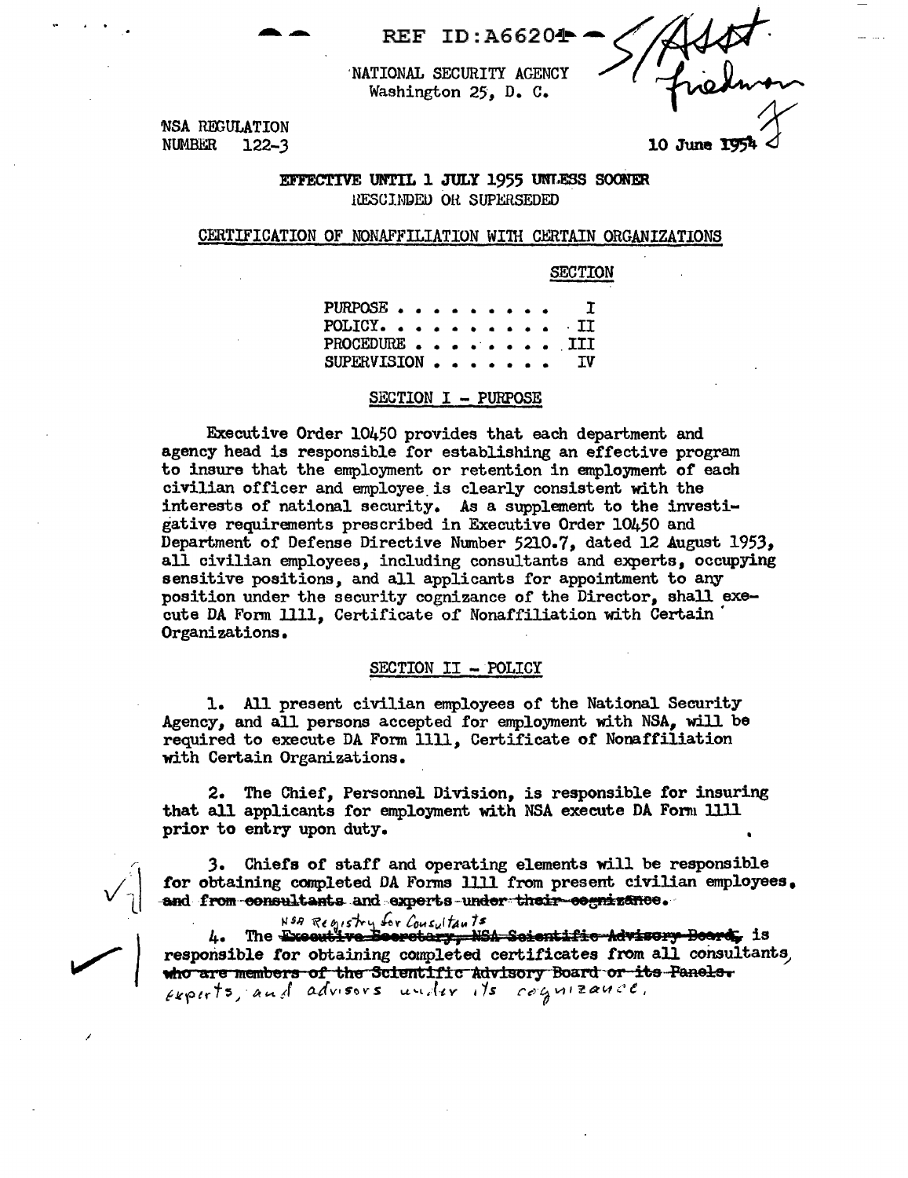REF ID:A66204

NATIONAL SECURITY AGENCY
Washington 25, D. C.

S/Asst. Friedman

NSA REGULATION
NUMBER 122-3

10 June 1954

**EFFECTIVE UNTIL 1 JULY 1955 UNLESS SOONER RESCINDED OR SUPERSEDED**

## CERTIFICATION OF NONAFFILIATION WITH CERTAIN ORGANIZATIONS

| | SECTION |
|---|---|
| PURPOSE . . . . . . . . . . | I |
| POLICY. . . . . . . . . . . | II |
| PROCEDURE . . . . . . . . . | III |
| SUPERVISION . . . . . . . . | IV |

### SECTION I - PURPOSE

Executive Order 10450 provides that each department and agency head is responsible for establishing an effective program to insure that the employment or retention in employment of each civilian officer and employee is clearly consistent with the interests of national security. As a supplement to the investigative requirements prescribed in Executive Order 10450 and Department of Defense Directive Number 5210.7, dated 12 August 1953, all civilian employees, including consultants and experts, occupying sensitive positions, and all applicants for appointment to any position under the security cognizance of the Director, shall execute DA Form 1111, Certificate of Nonaffiliation with Certain Organizations.

### SECTION II - POLICY

1. All present civilian employees of the National Security Agency, and all persons accepted for employment with NSA, will be required to execute DA Form 1111, Certificate of Nonaffiliation with Certain Organizations.

2. The Chief, Personnel Division, is responsible for insuring that all applicants for employment with NSA execute DA Form 1111 prior to entry upon duty.

3. Chiefs of staff and operating elements will be responsible for obtaining completed DA Forms 1111 from present civilian employees~~, and from consultants and experts under their cognizance.~~

4. The ~~Executive Secretary, NSA Scientific Advisory Board,~~ NSA Registry for Consultants is responsible for obtaining completed certificates from all consultants, ~~who are members of the Scientific Advisory Board or its Panels.~~ experts, and advisors under its cognizance.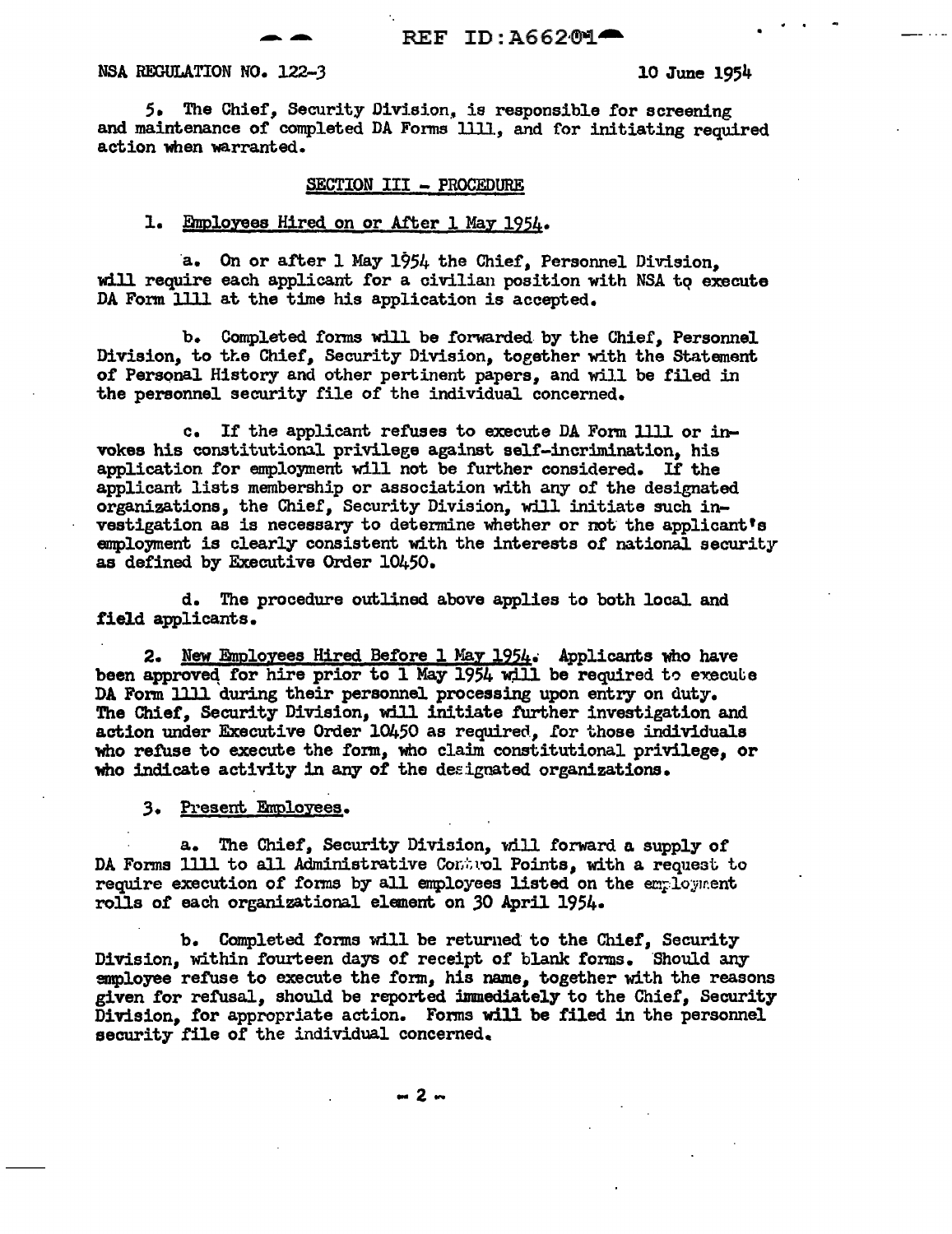5. The Chief, Security Division, is responsible for screening and maintenance of completed DA Forms 1111, and for initiating required action when warranted.

## SECTION III - PROCEDURE

1. Employees Hired on or After 1 May 1954.

a. On or after 1 May 1954 the Chief, Personnel Division, will require each applicant for a civilian position with NSA to execute DA Form 1111 at the time his application is accepted.

b. Completed forms will be forwarded by the Chief, Personnel Division, to the Chief, Security Division, together with the Statement of Personal History and other pertinent papers, and will be filed in the personnel security file of the individual concerned.

c. If the applicant refuses to execute DA Form 1111 or invokes his constitutional privilege against self-incrimination, his application for employment will not be further considered. If the applicant lists membership or association with any of the designated organizations, the Chief, Security Division, will initiate such investigation as is necessary to determine whether or not the applicant's employment is clearly consistent with the interests of national security as defined by Executive Order 10450.

d. The procedure outlined above applies to both local and field applicants.

2. New Employees Hired Before 1 May 1954. Applicants who have been approved for hire prior to 1 May 1954 will be required to execute DA Form 1111 during their personnel processing upon entry on duty. The Chief, Security Division, will initiate further investigation and action under Executive Order 10450 as required, for those individuals who refuse to execute the form, who claim constitutional privilege, or who indicate activity in any of the designated organizations.

3. Present Employees.

a. The Chief, Security Division, will forward a supply of DA Forms 1111 to all Administrative Control Points, with a request to require execution of forms by all employees listed on the employment rolls of each organizational element on 30 April 1954.

b. Completed forms will be returned to the Chief, Security Division, within fourteen days of receipt of blank forms. Should any employee refuse to execute the form, his name, together with the reasons given for refusal, should be reported immediately to the Chief, Security Division, for appropriate action. Forms will be filed in the personnel security file of the individual concerned.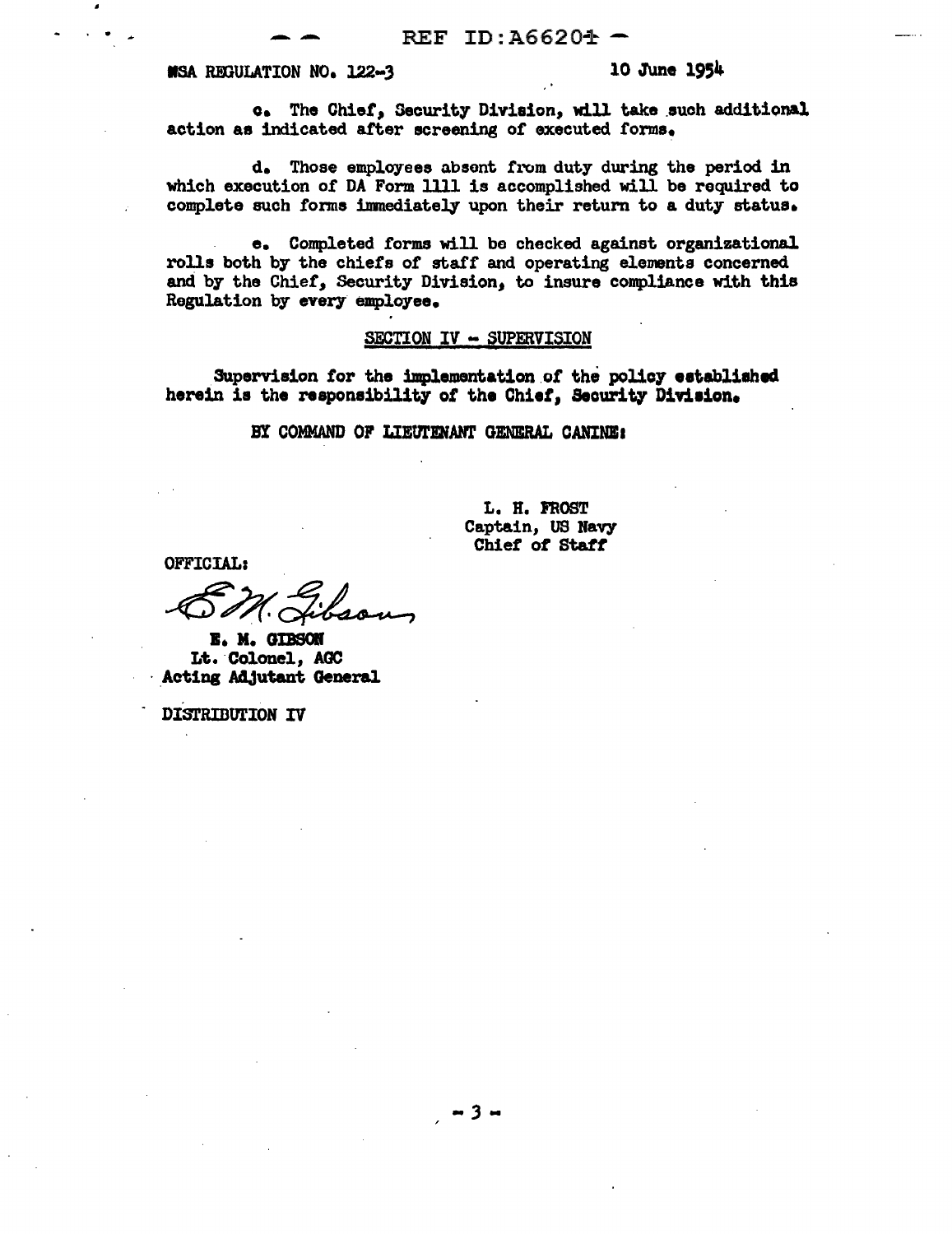c. The Chief, Security Division, will take such additional action as indicated after screening of executed forms.

d. Those employees absent from duty during the period in which execution of DA Form 1111 is accomplished will be required to complete such forms immediately upon their return to a duty status.

e. Completed forms will be checked against organizational rolls both by the chiefs of staff and operating elements concerned and by the Chief, Security Division, to insure compliance with this Regulation by every employee.

## SECTION IV - SUPERVISION

Supervision for the implementation of the policy established herein is the responsibility of the Chief, Security Division.

BY COMMAND OF LIEUTENANT GENERAL CANINE:

L. H. FROST
Captain, US Navy
Chief of Staff

OFFICIAL:

E. M. Gibson

E. M. GIBSON
Lt. Colonel, AGC
Acting Adjutant General

DISTRIBUTION IV